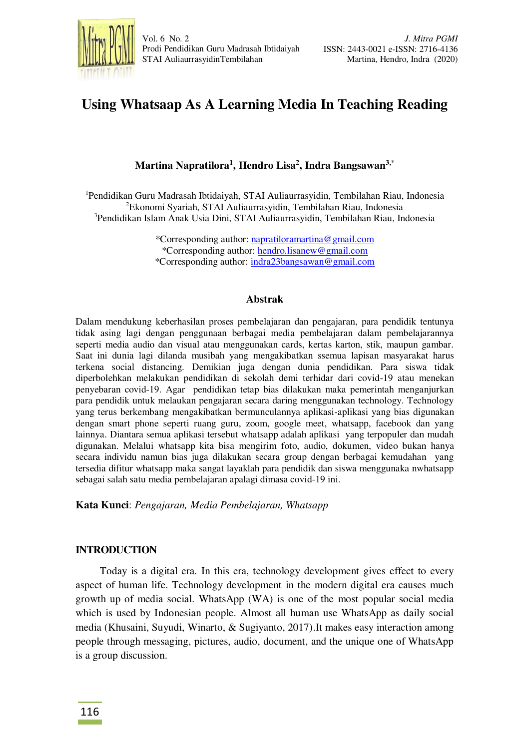# Using Whatsaap As A Learning Media In Teaching Reading

**Martina Napratilora[1], Hendro Lisa[2], Indra Bangsawan[3,*]**

[1]Pendidikan Guru Madrasah Ibtidaiyah, STAI Auliaurrasyidin, Tembilahan Riau, Indonesia
[2]Ekonomi Syariah, STAI Auliaurrasyidin, Tembilahan Riau, Indonesia
[3]Pendidikan Islam Anak Usia Dini, STAI Auliaurrasyidin, Tembilahan Riau, Indonesia

*Corresponding author: napratiloramartina@gmail.com
*Corresponding author: hendro.lisanew@gmail.com
*Corresponding author: indra23bangsawan@gmail.com

## Abstrak

Dalam mendukung keberhasilan proses pembelajaran dan pengajaran, para pendidik tentunya tidak asing lagi dengan penggunaan berbagai media pembelajaran dalam pembelajarannya seperti media audio dan visual atau menggunakan cards, kertas karton, stik, maupun gambar. Saat ini dunia lagi dilanda musibah yang mengakibatkan ssemua lapisan masyarakat harus terkena social distancing. Demikian juga dengan dunia pendidikan. Para siswa tidak diperbolehkan melakukan pendidikan di sekolah demi terhidar dari covid-19 atau menekan penyebaran covid-19. Agar pendidikan tetap bias dilakukan maka pemerintah menganjurkan para pendidik untuk melaukan pengajaran secara daring menggunakan technology. Technology yang terus berkembang mengakibatkan bermunculannya aplikasi-aplikasi yang bias digunakan dengan smart phone seperti ruang guru, zoom, google meet, whatsapp, facebook dan yang lainnya. Diantara semua aplikasi tersebut whatsapp adalah aplikasi yang terpopuler dan mudah digunakan. Melalui whatsapp kita bisa mengirim foto, audio, dokumen, video bukan hanya secara individu namun bias juga dilakukan secara group dengan berbagai kemudahan yang tersedia difitur whatsapp maka sangat layaklah para pendidik dan siswa menggunaka nwhatsapp sebagai salah satu media pembelajaran apalagi dimasa covid-19 ini.

**Kata Kunci**: *Pengajaran, Media Pembelajaran, Whatsapp*

## INTRODUCTION

Today is a digital era. In this era, technology development gives effect to every aspect of human life. Technology development in the modern digital era causes much growth up of media social. WhatsApp (WA) is one of the most popular social media which is used by Indonesian people. Almost all human use WhatsApp as daily social media (Khusaini, Suyudi, Winarto, & Sugiyanto, 2017).It makes easy interaction among people through messaging, pictures, audio, document, and the unique one of WhatsApp is a group discussion.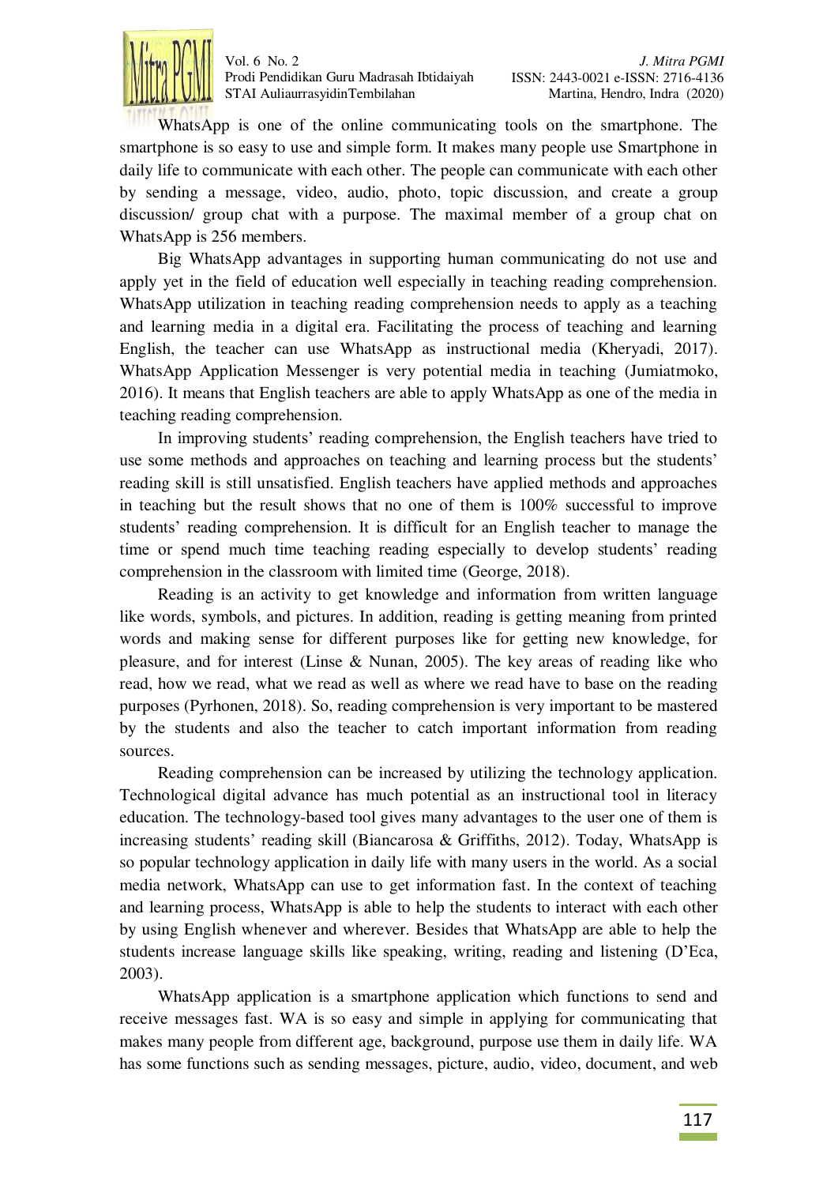WhatsApp is one of the online communicating tools on the smartphone. The smartphone is so easy to use and simple form. It makes many people use Smartphone in daily life to communicate with each other. The people can communicate with each other by sending a message, video, audio, photo, topic discussion, and create a group discussion/ group chat with a purpose. The maximal member of a group chat on WhatsApp is 256 members.

Big WhatsApp advantages in supporting human communicating do not use and apply yet in the field of education well especially in teaching reading comprehension. WhatsApp utilization in teaching reading comprehension needs to apply as a teaching and learning media in a digital era. Facilitating the process of teaching and learning English, the teacher can use WhatsApp as instructional media (Kheryadi, 2017). WhatsApp Application Messenger is very potential media in teaching (Jumiatmoko, 2016). It means that English teachers are able to apply WhatsApp as one of the media in teaching reading comprehension.

In improving students' reading comprehension, the English teachers have tried to use some methods and approaches on teaching and learning process but the students' reading skill is still unsatisfied. English teachers have applied methods and approaches in teaching but the result shows that no one of them is 100% successful to improve students' reading comprehension. It is difficult for an English teacher to manage the time or spend much time teaching reading especially to develop students' reading comprehension in the classroom with limited time (George, 2018).

Reading is an activity to get knowledge and information from written language like words, symbols, and pictures. In addition, reading is getting meaning from printed words and making sense for different purposes like for getting new knowledge, for pleasure, and for interest (Linse & Nunan, 2005). The key areas of reading like who read, how we read, what we read as well as where we read have to base on the reading purposes (Pyrhonen, 2018). So, reading comprehension is very important to be mastered by the students and also the teacher to catch important information from reading sources.

Reading comprehension can be increased by utilizing the technology application. Technological digital advance has much potential as an instructional tool in literacy education. The technology-based tool gives many advantages to the user one of them is increasing students' reading skill (Biancarosa & Griffiths, 2012). Today, WhatsApp is so popular technology application in daily life with many users in the world. As a social media network, WhatsApp can use to get information fast. In the context of teaching and learning process, WhatsApp is able to help the students to interact with each other by using English whenever and wherever. Besides that WhatsApp are able to help the students increase language skills like speaking, writing, reading and listening (D'Eca, 2003).

WhatsApp application is a smartphone application which functions to send and receive messages fast. WA is so easy and simple in applying for communicating that makes many people from different age, background, purpose use them in daily life. WA has some functions such as sending messages, picture, audio, video, document, and web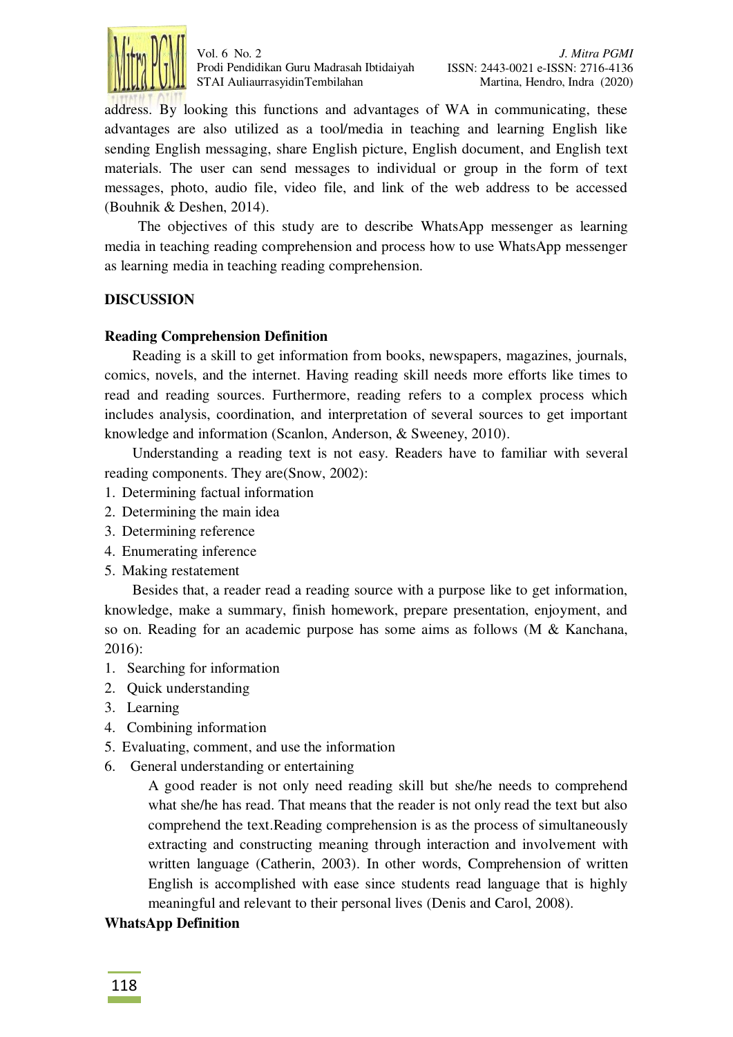address. By looking this functions and advantages of WA in communicating, these advantages are also utilized as a tool/media in teaching and learning English like sending English messaging, share English picture, English document, and English text materials. The user can send messages to individual or group in the form of text messages, photo, audio file, video file, and link of the web address to be accessed (Bouhnik & Deshen, 2014).

The objectives of this study are to describe WhatsApp messenger as learning media in teaching reading comprehension and process how to use WhatsApp messenger as learning media in teaching reading comprehension.

## DISCUSSION

### Reading Comprehension Definition

Reading is a skill to get information from books, newspapers, magazines, journals, comics, novels, and the internet. Having reading skill needs more efforts like times to read and reading sources. Furthermore, reading refers to a complex process which includes analysis, coordination, and interpretation of several sources to get important knowledge and information (Scanlon, Anderson, & Sweeney, 2010).

Understanding a reading text is not easy. Readers have to familiar with several reading components. They are(Snow, 2002):

1. Determining factual information
2. Determining the main idea
3. Determining reference
4. Enumerating inference
5. Making restatement

Besides that, a reader read a reading source with a purpose like to get information, knowledge, make a summary, finish homework, prepare presentation, enjoyment, and so on. Reading for an academic purpose has some aims as follows (M & Kanchana, 2016):

1. Searching for information
2. Quick understanding
3. Learning
4. Combining information
5. Evaluating, comment, and use the information
6. General understanding or entertaining

A good reader is not only need reading skill but she/he needs to comprehend what she/he has read. That means that the reader is not only read the text but also comprehend the text.Reading comprehension is as the process of simultaneously extracting and constructing meaning through interaction and involvement with written language (Catherin, 2003). In other words, Comprehension of written English is accomplished with ease since students read language that is highly meaningful and relevant to their personal lives (Denis and Carol, 2008).

### WhatsApp Definition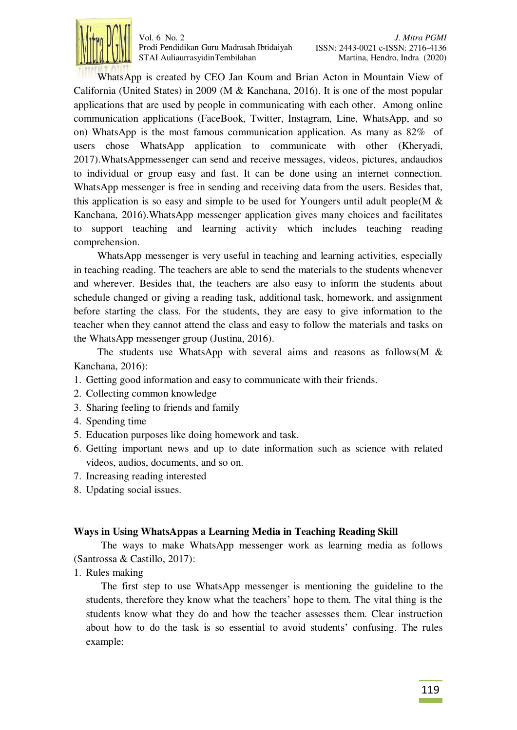WhatsApp is created by CEO Jan Koum and Brian Acton in Mountain View of California (United States) in 2009 (M & Kanchana, 2016). It is one of the most popular applications that are used by people in communicating with each other. Among online communication applications (FaceBook, Twitter, Instagram, Line, WhatsApp, and so on) WhatsApp is the most famous communication application. As many as 82% of users chose WhatsApp application to communicate with other (Kheryadi, 2017).WhatsAppmessenger can send and receive messages, videos, pictures, andaudios to individual or group easy and fast. It can be done using an internet connection. WhatsApp messenger is free in sending and receiving data from the users. Besides that, this application is so easy and simple to be used for Youngers until adult people(M & Kanchana, 2016).WhatsApp messenger application gives many choices and facilitates to support teaching and learning activity which includes teaching reading comprehension.

WhatsApp messenger is very useful in teaching and learning activities, especially in teaching reading. The teachers are able to send the materials to the students whenever and wherever. Besides that, the teachers are also easy to inform the students about schedule changed or giving a reading task, additional task, homework, and assignment before starting the class. For the students, they are easy to give information to the teacher when they cannot attend the class and easy to follow the materials and tasks on the WhatsApp messenger group (Justina, 2016).

The students use WhatsApp with several aims and reasons as follows(M & Kanchana, 2016):

1. Getting good information and easy to communicate with their friends.
2. Collecting common knowledge
3. Sharing feeling to friends and family
4. Spending time
5. Education purposes like doing homework and task.
6. Getting important news and up to date information such as science with related videos, audios, documents, and so on.
7. Increasing reading interested
8. Updating social issues.

**Ways in Using WhatsAppas a Learning Media in Teaching Reading Skill**

The ways to make WhatsApp messenger work as learning media as follows (Santrossa & Castillo, 2017):

1. Rules making

   The first step to use WhatsApp messenger is mentioning the guideline to the students, therefore they know what the teachers' hope to them. The vital thing is the students know what they do and how the teacher assesses them. Clear instruction about how to do the task is so essential to avoid students' confusing. The rules example: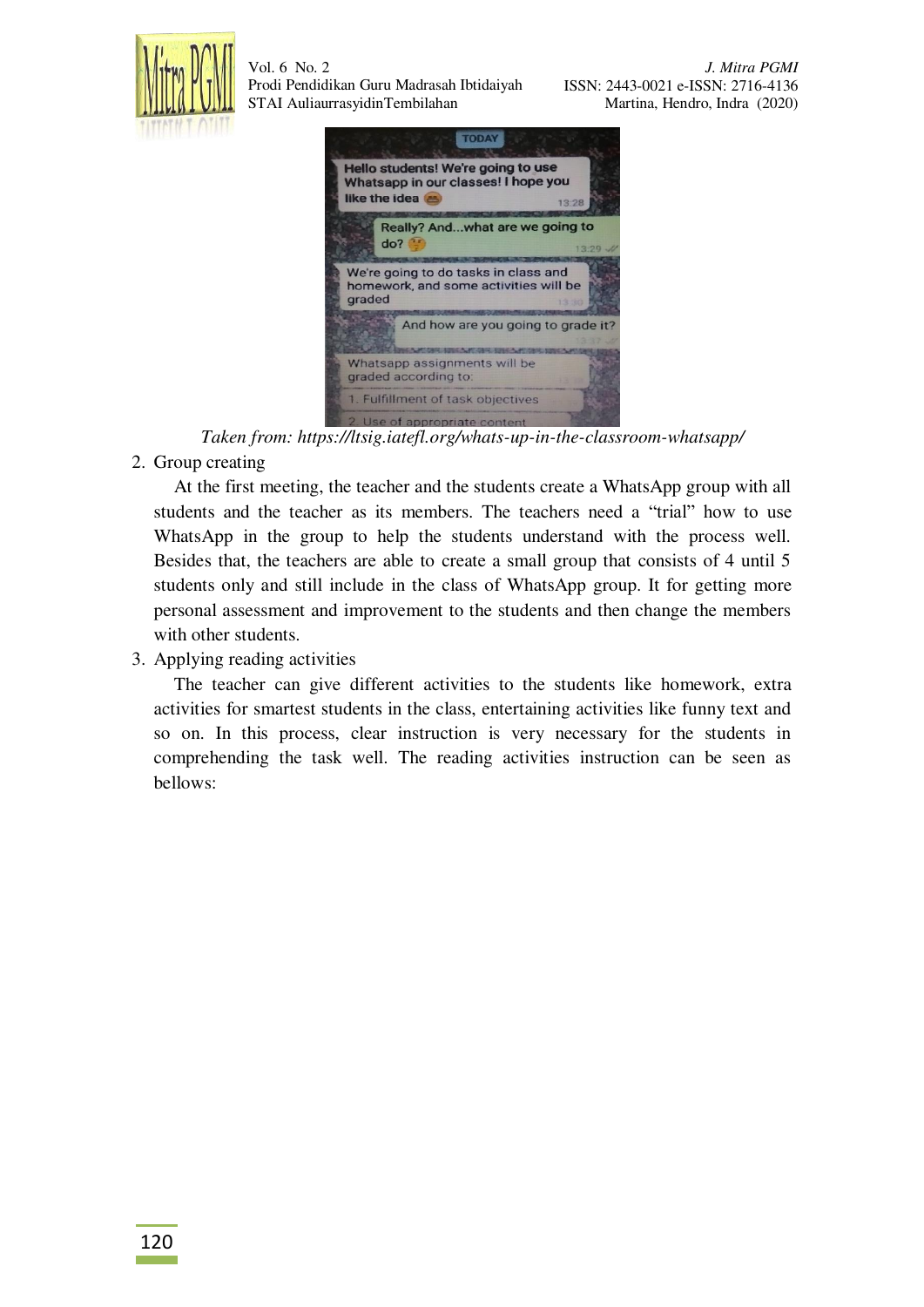*Taken from: https://ltsig.iatefl.org/whats-up-in-the-classroom-whatsapp/*

2. Group creating

   At the first meeting, the teacher and the students create a WhatsApp group with all students and the teacher as its members. The teachers need a "trial" how to use WhatsApp in the group to help the students understand with the process well. Besides that, the teachers are able to create a small group that consists of 4 until 5 students only and still include in the class of WhatsApp group. It for getting more personal assessment and improvement to the students and then change the members with other students.

3. Applying reading activities

   The teacher can give different activities to the students like homework, extra activities for smartest students in the class, entertaining activities like funny text and so on. In this process, clear instruction is very necessary for the students in comprehending the task well. The reading activities instruction can be seen as bellows: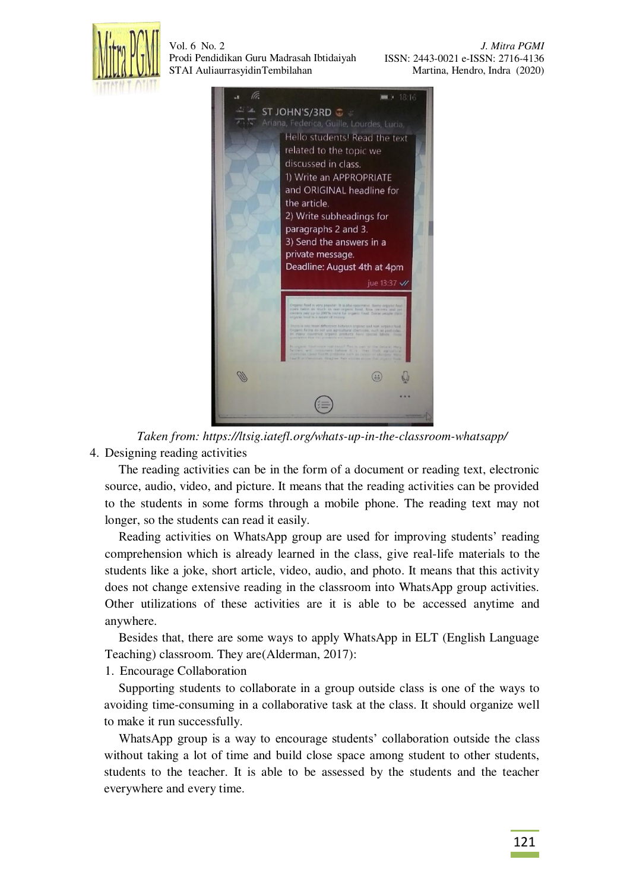*Taken from: https://ltsig.iatefl.org/whats-up-in-the-classroom-whatsapp/*

4. Designing reading activities

The reading activities can be in the form of a document or reading text, electronic source, audio, video, and picture. It means that the reading activities can be provided to the students in some forms through a mobile phone. The reading text may not longer, so the students can read it easily.

Reading activities on WhatsApp group are used for improving students' reading comprehension which is already learned in the class, give real-life materials to the students like a joke, short article, video, audio, and photo. It means that this activity does not change extensive reading in the classroom into WhatsApp group activities. Other utilizations of these activities are it is able to be accessed anytime and anywhere.

Besides that, there are some ways to apply WhatsApp in ELT (English Language Teaching) classroom. They are(Alderman, 2017):

1. Encourage Collaboration

Supporting students to collaborate in a group outside class is one of the ways to avoiding time-consuming in a collaborative task at the class. It should organize well to make it run successfully.

WhatsApp group is a way to encourage students' collaboration outside the class without taking a lot of time and build close space among student to other students, students to the teacher. It is able to be assessed by the students and the teacher everywhere and every time.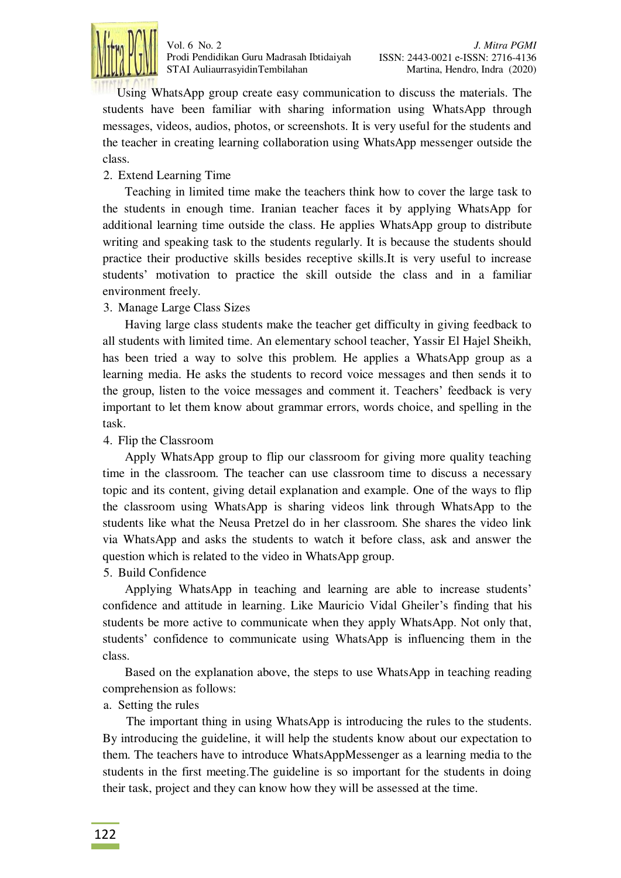Using WhatsApp group create easy communication to discuss the materials. The students have been familiar with sharing information using WhatsApp through messages, videos, audios, photos, or screenshots. It is very useful for the students and the teacher in creating learning collaboration using WhatsApp messenger outside the class.

2. Extend Learning Time

Teaching in limited time make the teachers think how to cover the large task to the students in enough time. Iranian teacher faces it by applying WhatsApp for additional learning time outside the class. He applies WhatsApp group to distribute writing and speaking task to the students regularly. It is because the students should practice their productive skills besides receptive skills.It is very useful to increase students' motivation to practice the skill outside the class and in a familiar environment freely.

3. Manage Large Class Sizes

Having large class students make the teacher get difficulty in giving feedback to all students with limited time. An elementary school teacher, Yassir El Hajel Sheikh, has been tried a way to solve this problem. He applies a WhatsApp group as a learning media. He asks the students to record voice messages and then sends it to the group, listen to the voice messages and comment it. Teachers' feedback is very important to let them know about grammar errors, words choice, and spelling in the task.

4. Flip the Classroom

Apply WhatsApp group to flip our classroom for giving more quality teaching time in the classroom. The teacher can use classroom time to discuss a necessary topic and its content, giving detail explanation and example. One of the ways to flip the classroom using WhatsApp is sharing videos link through WhatsApp to the students like what the Neusa Pretzel do in her classroom. She shares the video link via WhatsApp and asks the students to watch it before class, ask and answer the question which is related to the video in WhatsApp group.

5. Build Confidence

Applying WhatsApp in teaching and learning are able to increase students' confidence and attitude in learning. Like Mauricio Vidal Gheiler's finding that his students be more active to communicate when they apply WhatsApp. Not only that, students' confidence to communicate using WhatsApp is influencing them in the class.

Based on the explanation above, the steps to use WhatsApp in teaching reading comprehension as follows:

a. Setting the rules

The important thing in using WhatsApp is introducing the rules to the students. By introducing the guideline, it will help the students know about our expectation to them. The teachers have to introduce WhatsAppMessenger as a learning media to the students in the first meeting.The guideline is so important for the students in doing their task, project and they can know how they will be assessed at the time.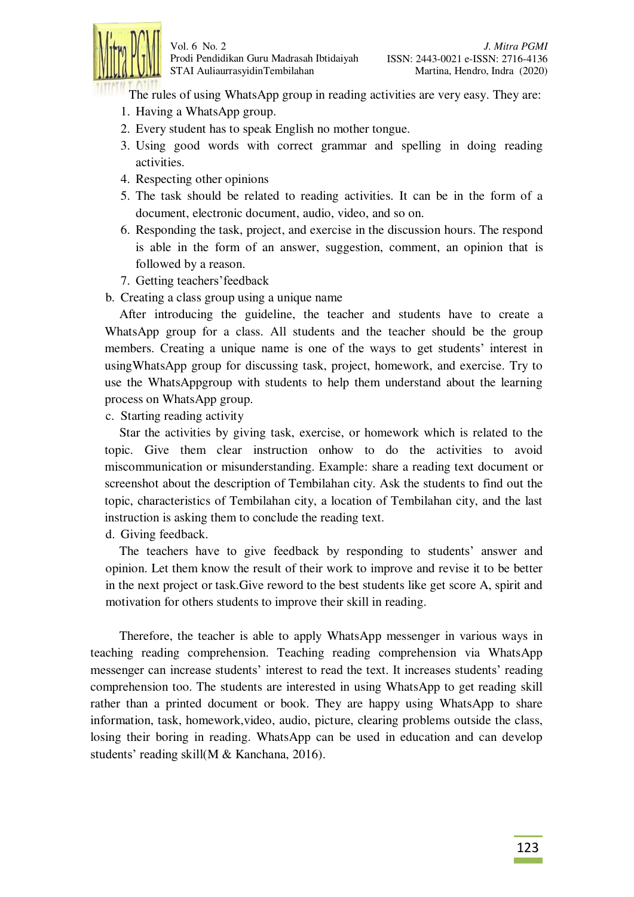The rules of using WhatsApp group in reading activities are very easy. They are:

1. Having a WhatsApp group.
2. Every student has to speak English no mother tongue.
3. Using good words with correct grammar and spelling in doing reading activities.
4. Respecting other opinions
5. The task should be related to reading activities. It can be in the form of a document, electronic document, audio, video, and so on.
6. Responding the task, project, and exercise in the discussion hours. The respond is able in the form of an answer, suggestion, comment, an opinion that is followed by a reason.
7. Getting teachers'feedback

b. Creating a class group using a unique name

After introducing the guideline, the teacher and students have to create a WhatsApp group for a class. All students and the teacher should be the group members. Creating a unique name is one of the ways to get students' interest in usingWhatsApp group for discussing task, project, homework, and exercise. Try to use the WhatsAppgroup with students to help them understand about the learning process on WhatsApp group.

c. Starting reading activity

Star the activities by giving task, exercise, or homework which is related to the topic. Give them clear instruction onhow to do the activities to avoid miscommunication or misunderstanding. Example: share a reading text document or screenshot about the description of Tembilahan city. Ask the students to find out the topic, characteristics of Tembilahan city, a location of Tembilahan city, and the last instruction is asking them to conclude the reading text.

d. Giving feedback.

The teachers have to give feedback by responding to students' answer and opinion. Let them know the result of their work to improve and revise it to be better in the next project or task.Give reword to the best students like get score A, spirit and motivation for others students to improve their skill in reading.

Therefore, the teacher is able to apply WhatsApp messenger in various ways in teaching reading comprehension. Teaching reading comprehension via WhatsApp messenger can increase students' interest to read the text. It increases students' reading comprehension too. The students are interested in using WhatsApp to get reading skill rather than a printed document or book. They are happy using WhatsApp to share information, task, homework,video, audio, picture, clearing problems outside the class, losing their boring in reading. WhatsApp can be used in education and can develop students' reading skill(M & Kanchana, 2016).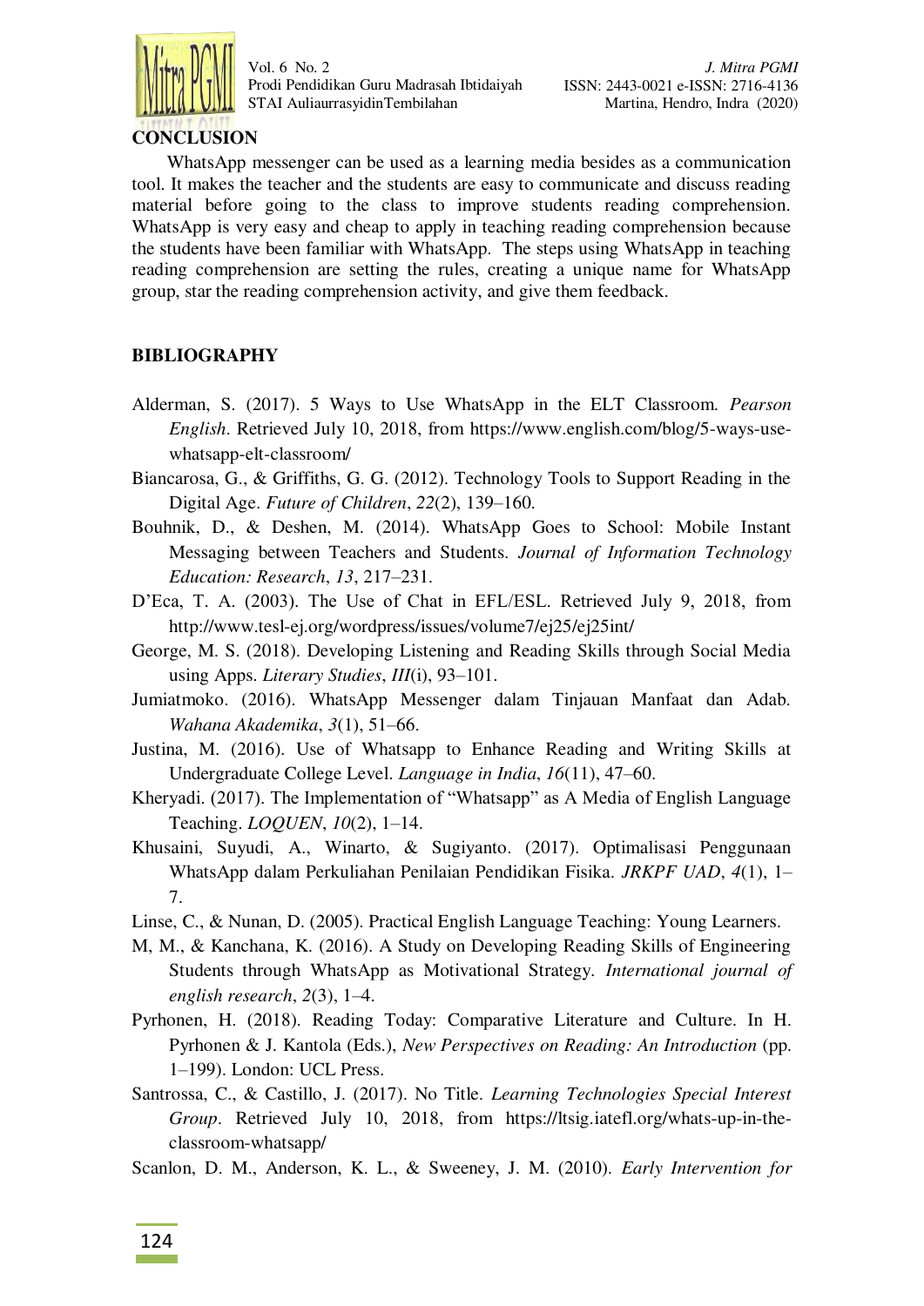## CONCLUSION

WhatsApp messenger can be used as a learning media besides as a communication tool. It makes the teacher and the students are easy to communicate and discuss reading material before going to the class to improve students reading comprehension. WhatsApp is very easy and cheap to apply in teaching reading comprehension because the students have been familiar with WhatsApp. The steps using WhatsApp in teaching reading comprehension are setting the rules, creating a unique name for WhatsApp group, star the reading comprehension activity, and give them feedback.

## BIBLIOGRAPHY

Alderman, S. (2017). 5 Ways to Use WhatsApp in the ELT Classroom. *Pearson English*. Retrieved July 10, 2018, from https://www.english.com/blog/5-ways-use-whatsapp-elt-classroom/

Biancarosa, G., & Griffiths, G. G. (2012). Technology Tools to Support Reading in the Digital Age. *Future of Children*, *22*(2), 139–160.

Bouhnik, D., & Deshen, M. (2014). WhatsApp Goes to School: Mobile Instant Messaging between Teachers and Students. *Journal of Information Technology Education: Research*, *13*, 217–231.

D'Eca, T. A. (2003). The Use of Chat in EFL/ESL. Retrieved July 9, 2018, from http://www.tesl-ej.org/wordpress/issues/volume7/ej25/ej25int/

George, M. S. (2018). Developing Listening and Reading Skills through Social Media using Apps. *Literary Studies*, *III*(i), 93–101.

Jumiatmoko. (2016). WhatsApp Messenger dalam Tinjauan Manfaat dan Adab. *Wahana Akademika*, *3*(1), 51–66.

Justina, M. (2016). Use of Whatsapp to Enhance Reading and Writing Skills at Undergraduate College Level. *Language in India*, *16*(11), 47–60.

Kheryadi. (2017). The Implementation of "Whatsapp" as A Media of English Language Teaching. *LOQUEN*, *10*(2), 1–14.

Khusaini, Suyudi, A., Winarto, & Sugiyanto. (2017). Optimalisasi Penggunaan WhatsApp dalam Perkuliahan Penilaian Pendidikan Fisika. *JRKPF UAD*, *4*(1), 1–7.

Linse, C., & Nunan, D. (2005). Practical English Language Teaching: Young Learners.

M, M., & Kanchana, K. (2016). A Study on Developing Reading Skills of Engineering Students through WhatsApp as Motivational Strategy. *International journal of english research*, *2*(3), 1–4.

Pyrhonen, H. (2018). Reading Today: Comparative Literature and Culture. In H. Pyrhonen & J. Kantola (Eds.), *New Perspectives on Reading: An Introduction* (pp. 1–199). London: UCL Press.

Santrossa, C., & Castillo, J. (2017). No Title. *Learning Technologies Special Interest Group*. Retrieved July 10, 2018, from https://ltsig.iatefl.org/whats-up-in-the-classroom-whatsapp/

Scanlon, D. M., Anderson, K. L., & Sweeney, J. M. (2010). *Early Intervention for*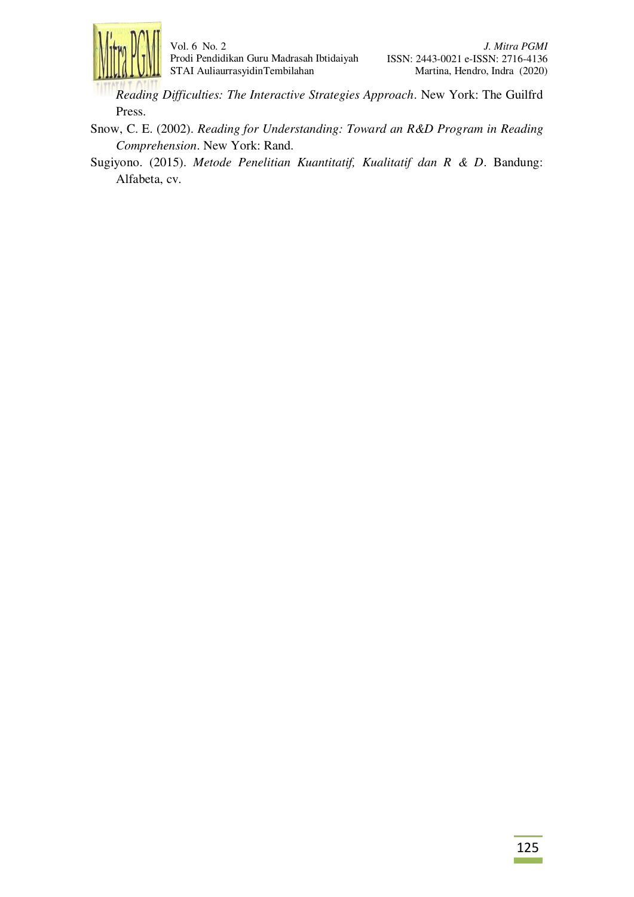*Reading Difficulties: The Interactive Strategies Approach*. New York: The Guilfrd Press.

Snow, C. E. (2002). *Reading for Understanding: Toward an R&D Program in Reading Comprehension*. New York: Rand.

Sugiyono. (2015). *Metode Penelitian Kuantitatif, Kualitatif dan R & D*. Bandung: Alfabeta, cv.